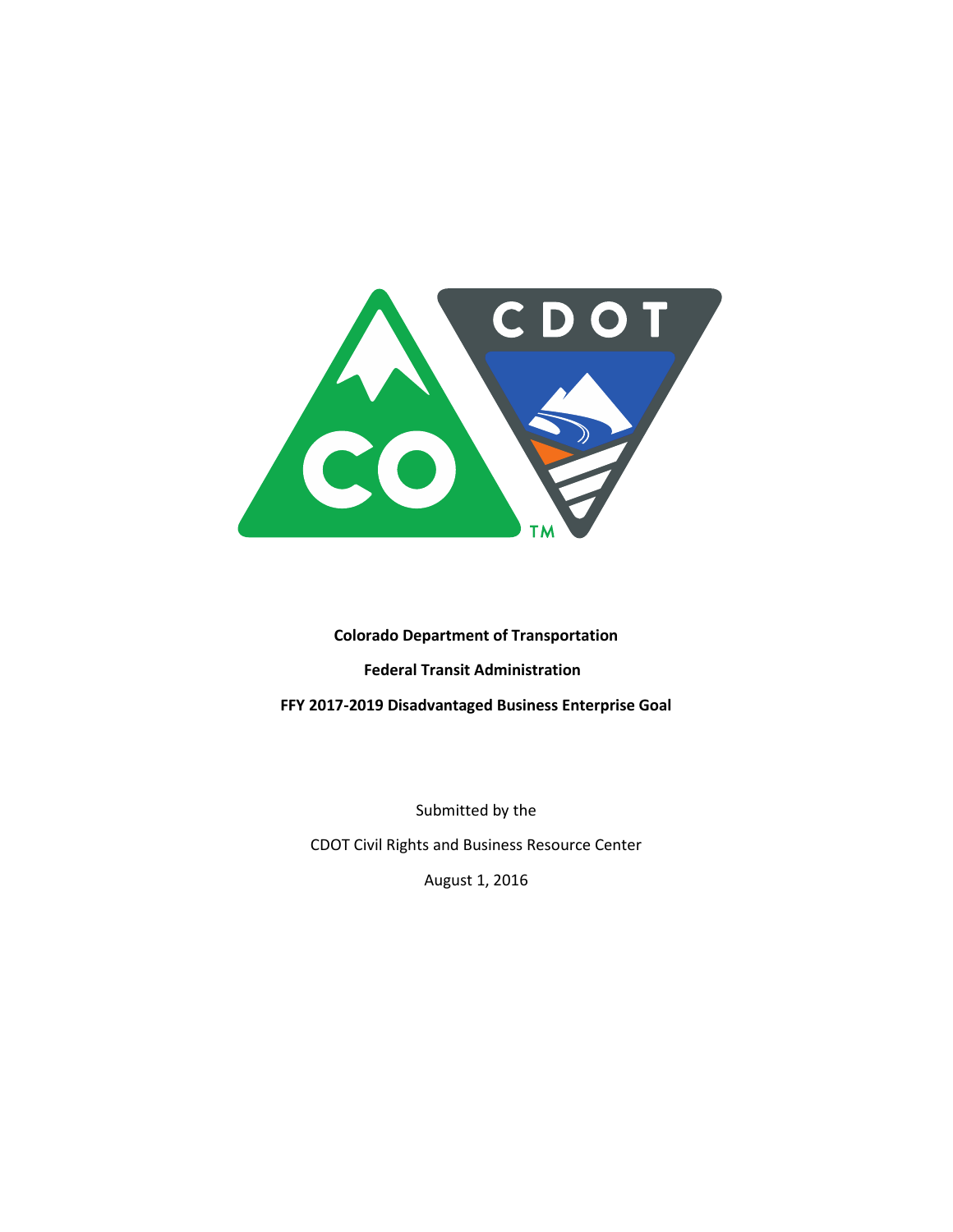**Colorado Department of Transportation**

**Federal Transit Administration**

**FFY 2017-2019 Disadvantaged Business Enterprise Goal**

Submitted by the

CDOT Civil Rights and Business Resource Center

August 1, 2016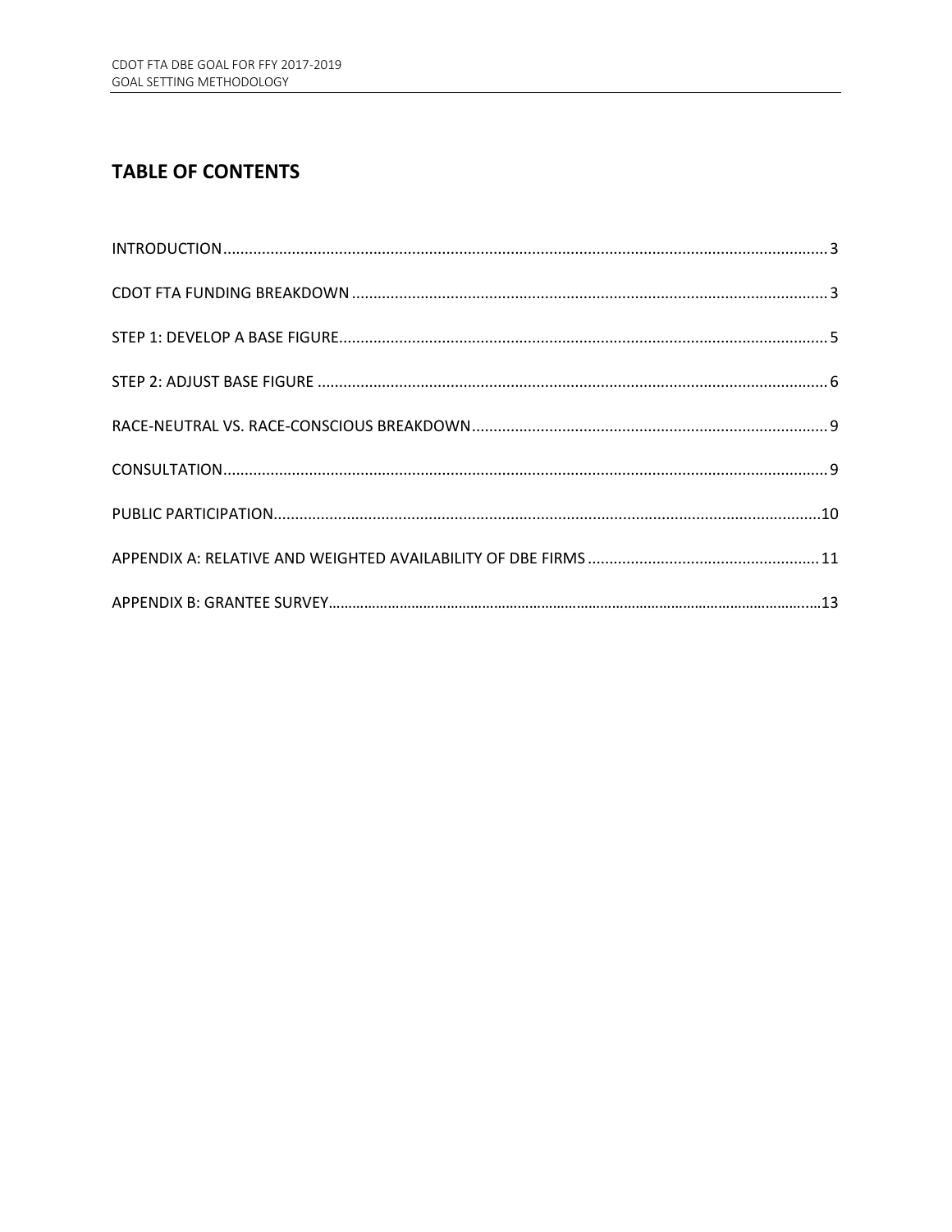## TABLE OF CONTENTS

INTRODUCTION ........................................ 3

CDOT FTA FUNDING BREAKDOWN ........................................ 3

STEP 1: DEVELOP A BASE FIGURE ........................................ 5

STEP 2: ADJUST BASE FIGURE ........................................ 6

RACE-NEUTRAL VS. RACE-CONSCIOUS BREAKDOWN ........................................ 9

CONSULTATION ........................................ 9

PUBLIC PARTICIPATION ........................................ 10

APPENDIX A: RELATIVE AND WEIGHTED AVAILABILITY OF DBE FIRMS ........................................ 11

APPENDIX B: GRANTEE SURVEY ........................................ 13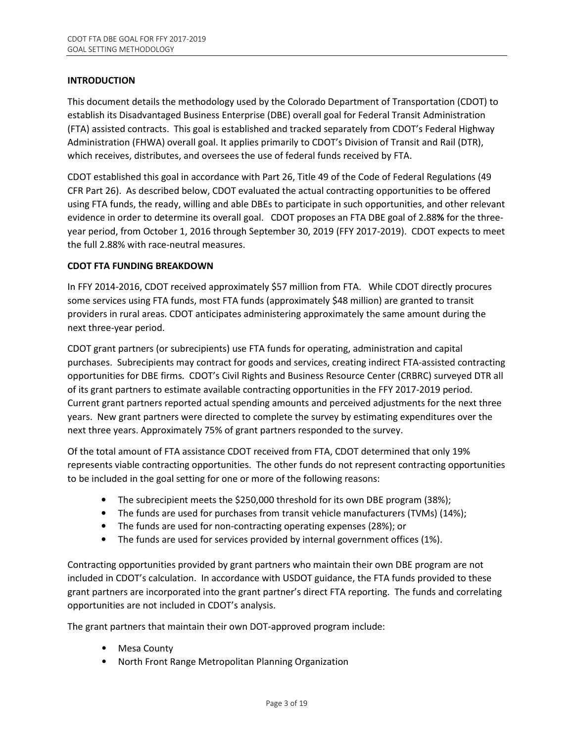## INTRODUCTION

This document details the methodology used by the Colorado Department of Transportation (CDOT) to establish its Disadvantaged Business Enterprise (DBE) overall goal for Federal Transit Administration (FTA) assisted contracts. This goal is established and tracked separately from CDOT's Federal Highway Administration (FHWA) overall goal. It applies primarily to CDOT's Division of Transit and Rail (DTR), which receives, distributes, and oversees the use of federal funds received by FTA.

CDOT established this goal in accordance with Part 26, Title 49 of the Code of Federal Regulations (49 CFR Part 26). As described below, CDOT evaluated the actual contracting opportunities to be offered using FTA funds, the ready, willing and able DBEs to participate in such opportunities, and other relevant evidence in order to determine its overall goal. CDOT proposes an FTA DBE goal of 2.88**%** for the three-year period, from October 1, 2016 through September 30, 2019 (FFY 2017-2019). CDOT expects to meet the full 2.88% with race-neutral measures.

## CDOT FTA FUNDING BREAKDOWN

In FFY 2014-2016, CDOT received approximately $57 million from FTA. While CDOT directly procures some services using FTA funds, most FTA funds (approximately $48 million) are granted to transit providers in rural areas. CDOT anticipates administering approximately the same amount during the next three-year period.

CDOT grant partners (or subrecipients) use FTA funds for operating, administration and capital purchases. Subrecipients may contract for goods and services, creating indirect FTA-assisted contracting opportunities for DBE firms. CDOT's Civil Rights and Business Resource Center (CRBRC) surveyed DTR all of its grant partners to estimate available contracting opportunities in the FFY 2017-2019 period. Current grant partners reported actual spending amounts and perceived adjustments for the next three years. New grant partners were directed to complete the survey by estimating expenditures over the next three years. Approximately 75% of grant partners responded to the survey.

Of the total amount of FTA assistance CDOT received from FTA, CDOT determined that only 19% represents viable contracting opportunities. The other funds do not represent contracting opportunities to be included in the goal setting for one or more of the following reasons:

- The subrecipient meets the $250,000 threshold for its own DBE program (38%);
- The funds are used for purchases from transit vehicle manufacturers (TVMs) (14%);
- The funds are used for non-contracting operating expenses (28%); or
- The funds are used for services provided by internal government offices (1%).

Contracting opportunities provided by grant partners who maintain their own DBE program are not included in CDOT's calculation. In accordance with USDOT guidance, the FTA funds provided to these grant partners are incorporated into the grant partner's direct FTA reporting. The funds and correlating opportunities are not included in CDOT's analysis.

The grant partners that maintain their own DOT-approved program include:

- Mesa County
- North Front Range Metropolitan Planning Organization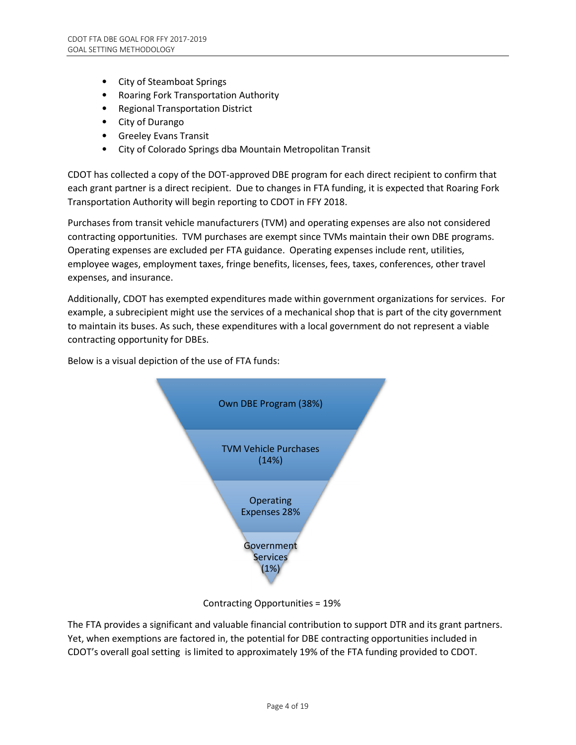- City of Steamboat Springs
- Roaring Fork Transportation Authority
- Regional Transportation District
- City of Durango
- Greeley Evans Transit
- City of Colorado Springs dba Mountain Metropolitan Transit

CDOT has collected a copy of the DOT-approved DBE program for each direct recipient to confirm that each grant partner is a direct recipient. Due to changes in FTA funding, it is expected that Roaring Fork Transportation Authority will begin reporting to CDOT in FFY 2018.

Purchases from transit vehicle manufacturers (TVM) and operating expenses are also not considered contracting opportunities. TVM purchases are exempt since TVMs maintain their own DBE programs. Operating expenses are excluded per FTA guidance. Operating expenses include rent, utilities, employee wages, employment taxes, fringe benefits, licenses, fees, taxes, conferences, other travel expenses, and insurance.

Additionally, CDOT has exempted expenditures made within government organizations for services. For example, a subrecipient might use the services of a mechanical shop that is part of the city government to maintain its buses. As such, these expenditures with a local government do not represent a viable contracting opportunity for DBEs.

Below is a visual depiction of the use of FTA funds:

Own DBE Program (38%)

TVM Vehicle Purchases (14%)

Operating Expenses 28%

Government Services (1%)

Contracting Opportunities = 19%

The FTA provides a significant and valuable financial contribution to support DTR and its grant partners. Yet, when exemptions are factored in, the potential for DBE contracting opportunities included in CDOT's overall goal setting is limited to approximately 19% of the FTA funding provided to CDOT.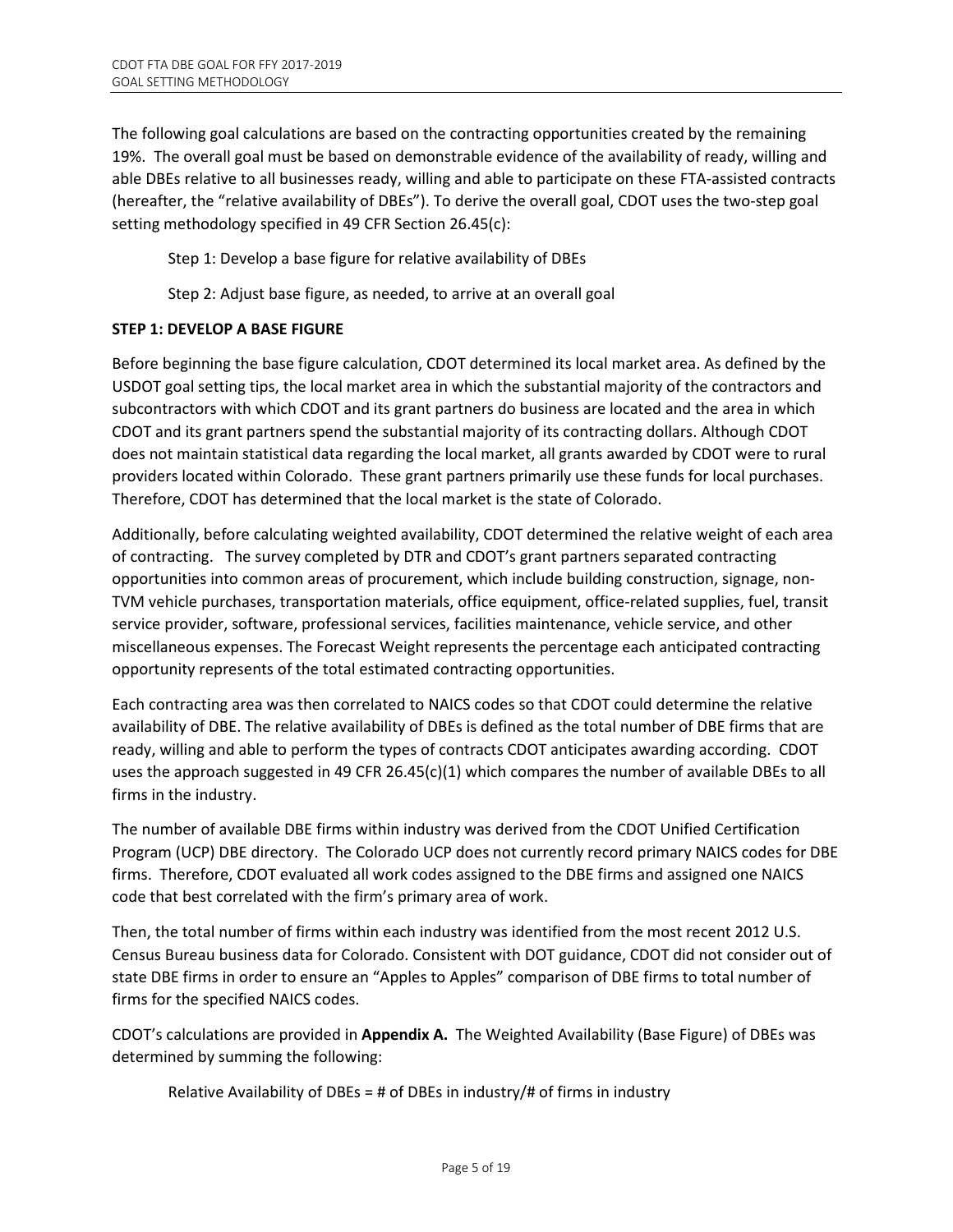The following goal calculations are based on the contracting opportunities created by the remaining 19%. The overall goal must be based on demonstrable evidence of the availability of ready, willing and able DBEs relative to all businesses ready, willing and able to participate on these FTA-assisted contracts (hereafter, the "relative availability of DBEs"). To derive the overall goal, CDOT uses the two-step goal setting methodology specified in 49 CFR Section 26.45(c):

Step 1: Develop a base figure for relative availability of DBEs

Step 2: Adjust base figure, as needed, to arrive at an overall goal

**STEP 1: DEVELOP A BASE FIGURE**

Before beginning the base figure calculation, CDOT determined its local market area. As defined by the USDOT goal setting tips, the local market area in which the substantial majority of the contractors and subcontractors with which CDOT and its grant partners do business are located and the area in which CDOT and its grant partners spend the substantial majority of its contracting dollars. Although CDOT does not maintain statistical data regarding the local market, all grants awarded by CDOT were to rural providers located within Colorado. These grant partners primarily use these funds for local purchases. Therefore, CDOT has determined that the local market is the state of Colorado.

Additionally, before calculating weighted availability, CDOT determined the relative weight of each area of contracting. The survey completed by DTR and CDOT's grant partners separated contracting opportunities into common areas of procurement, which include building construction, signage, non-TVM vehicle purchases, transportation materials, office equipment, office-related supplies, fuel, transit service provider, software, professional services, facilities maintenance, vehicle service, and other miscellaneous expenses. The Forecast Weight represents the percentage each anticipated contracting opportunity represents of the total estimated contracting opportunities.

Each contracting area was then correlated to NAICS codes so that CDOT could determine the relative availability of DBE. The relative availability of DBEs is defined as the total number of DBE firms that are ready, willing and able to perform the types of contracts CDOT anticipates awarding according. CDOT uses the approach suggested in 49 CFR 26.45(c)(1) which compares the number of available DBEs to all firms in the industry.

The number of available DBE firms within industry was derived from the CDOT Unified Certification Program (UCP) DBE directory. The Colorado UCP does not currently record primary NAICS codes for DBE firms. Therefore, CDOT evaluated all work codes assigned to the DBE firms and assigned one NAICS code that best correlated with the firm's primary area of work.

Then, the total number of firms within each industry was identified from the most recent 2012 U.S. Census Bureau business data for Colorado. Consistent with DOT guidance, CDOT did not consider out of state DBE firms in order to ensure an "Apples to Apples" comparison of DBE firms to total number of firms for the specified NAICS codes.

CDOT's calculations are provided in **Appendix A.** The Weighted Availability (Base Figure) of DBEs was determined by summing the following:

Relative Availability of DBEs = # of DBEs in industry/# of firms in industry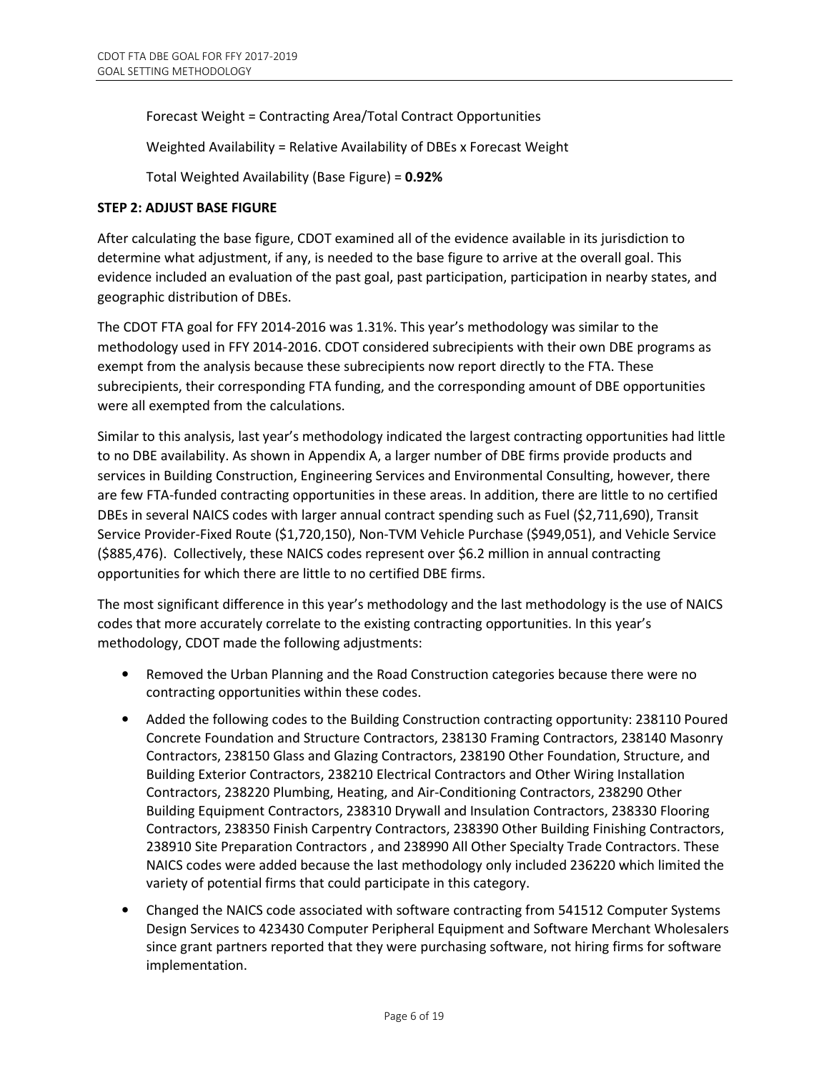Forecast Weight = Contracting Area/Total Contract Opportunities

Weighted Availability = Relative Availability of DBEs x Forecast Weight

Total Weighted Availability (Base Figure) = **0.92%**

### STEP 2: ADJUST BASE FIGURE

After calculating the base figure, CDOT examined all of the evidence available in its jurisdiction to determine what adjustment, if any, is needed to the base figure to arrive at the overall goal. This evidence included an evaluation of the past goal, past participation, participation in nearby states, and geographic distribution of DBEs.

The CDOT FTA goal for FFY 2014-2016 was 1.31%. This year's methodology was similar to the methodology used in FFY 2014-2016. CDOT considered subrecipients with their own DBE programs as exempt from the analysis because these subrecipients now report directly to the FTA. These subrecipients, their corresponding FTA funding, and the corresponding amount of DBE opportunities were all exempted from the calculations.

Similar to this analysis, last year's methodology indicated the largest contracting opportunities had little to no DBE availability. As shown in Appendix A, a larger number of DBE firms provide products and services in Building Construction, Engineering Services and Environmental Consulting, however, there are few FTA-funded contracting opportunities in these areas. In addition, there are little to no certified DBEs in several NAICS codes with larger annual contract spending such as Fuel ($2,711,690), Transit Service Provider-Fixed Route ($1,720,150), Non-TVM Vehicle Purchase ($949,051), and Vehicle Service ($885,476). Collectively, these NAICS codes represent over $6.2 million in annual contracting opportunities for which there are little to no certified DBE firms.

The most significant difference in this year's methodology and the last methodology is the use of NAICS codes that more accurately correlate to the existing contracting opportunities. In this year's methodology, CDOT made the following adjustments:

- Removed the Urban Planning and the Road Construction categories because there were no contracting opportunities within these codes.
- Added the following codes to the Building Construction contracting opportunity: 238110 Poured Concrete Foundation and Structure Contractors, 238130 Framing Contractors, 238140 Masonry Contractors, 238150 Glass and Glazing Contractors, 238190 Other Foundation, Structure, and Building Exterior Contractors, 238210 Electrical Contractors and Other Wiring Installation Contractors, 238220 Plumbing, Heating, and Air-Conditioning Contractors, 238290 Other Building Equipment Contractors, 238310 Drywall and Insulation Contractors, 238330 Flooring Contractors, 238350 Finish Carpentry Contractors, 238390 Other Building Finishing Contractors, 238910 Site Preparation Contractors , and 238990 All Other Specialty Trade Contractors. These NAICS codes were added because the last methodology only included 236220 which limited the variety of potential firms that could participate in this category.
- Changed the NAICS code associated with software contracting from 541512 Computer Systems Design Services to 423430 Computer Peripheral Equipment and Software Merchant Wholesalers since grant partners reported that they were purchasing software, not hiring firms for software implementation.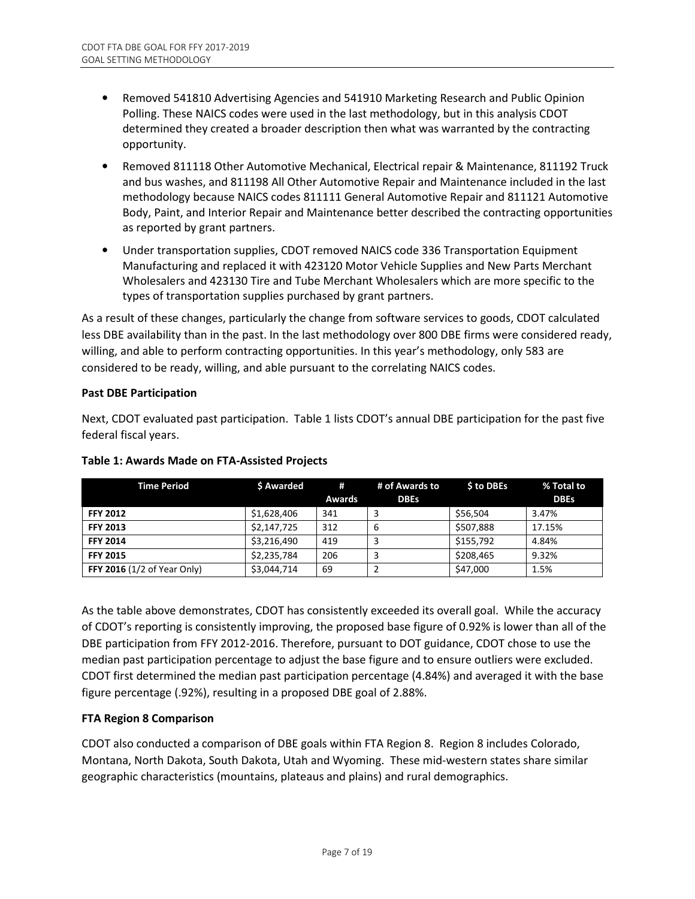- Removed 541810 Advertising Agencies and 541910 Marketing Research and Public Opinion Polling. These NAICS codes were used in the last methodology, but in this analysis CDOT determined they created a broader description then what was warranted by the contracting opportunity.
- Removed 811118 Other Automotive Mechanical, Electrical repair & Maintenance, 811192 Truck and bus washes, and 811198 All Other Automotive Repair and Maintenance included in the last methodology because NAICS codes 811111 General Automotive Repair and 811121 Automotive Body, Paint, and Interior Repair and Maintenance better described the contracting opportunities as reported by grant partners.
- Under transportation supplies, CDOT removed NAICS code 336 Transportation Equipment Manufacturing and replaced it with 423120 Motor Vehicle Supplies and New Parts Merchant Wholesalers and 423130 Tire and Tube Merchant Wholesalers which are more specific to the types of transportation supplies purchased by grant partners.

As a result of these changes, particularly the change from software services to goods, CDOT calculated less DBE availability than in the past. In the last methodology over 800 DBE firms were considered ready, willing, and able to perform contracting opportunities. In this year's methodology, only 583 are considered to be ready, willing, and able pursuant to the correlating NAICS codes.

**Past DBE Participation**

Next, CDOT evaluated past participation. Table 1 lists CDOT's annual DBE participation for the past five federal fiscal years.

**Table 1: Awards Made on FTA-Assisted Projects**

| Time Period | $ Awarded | # Awards | # of Awards to DBEs | $ to DBEs | % Total to DBEs |
|---|---|---|---|---|---|
| **FFY 2012** | $1,628,406 | 341 | 3 | $56,504 | 3.47% |
| **FFY 2013** | $2,147,725 | 312 | 6 | $507,888 | 17.15% |
| **FFY 2014** | $3,216,490 | 419 | 3 | $155,792 | 4.84% |
| **FFY 2015** | $2,235,784 | 206 | 3 | $208,465 | 9.32% |
| **FFY 2016** (1/2 of Year Only) | $3,044,714 | 69 | 2 | $47,000 | 1.5% |

As the table above demonstrates, CDOT has consistently exceeded its overall goal. While the accuracy of CDOT's reporting is consistently improving, the proposed base figure of 0.92% is lower than all of the DBE participation from FFY 2012-2016. Therefore, pursuant to DOT guidance, CDOT chose to use the median past participation percentage to adjust the base figure and to ensure outliers were excluded. CDOT first determined the median past participation percentage (4.84%) and averaged it with the base figure percentage (.92%), resulting in a proposed DBE goal of 2.88%.

**FTA Region 8 Comparison**

CDOT also conducted a comparison of DBE goals within FTA Region 8. Region 8 includes Colorado, Montana, North Dakota, South Dakota, Utah and Wyoming. These mid-western states share similar geographic characteristics (mountains, plateaus and plains) and rural demographics.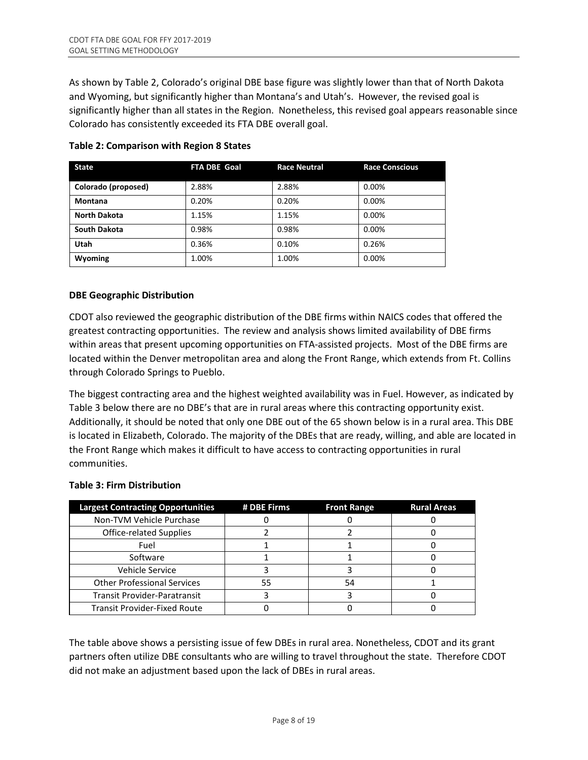As shown by Table 2, Colorado's original DBE base figure was slightly lower than that of North Dakota and Wyoming, but significantly higher than Montana's and Utah's. However, the revised goal is significantly higher than all states in the Region. Nonetheless, this revised goal appears reasonable since Colorado has consistently exceeded its FTA DBE overall goal.

**Table 2: Comparison with Region 8 States**

| State | FTA DBE Goal | Race Neutral | Race Conscious |
|---|---|---|---|
| **Colorado (proposed)** | 2.88% | 2.88% | 0.00% |
| **Montana** | 0.20% | 0.20% | 0.00% |
| **North Dakota** | 1.15% | 1.15% | 0.00% |
| **South Dakota** | 0.98% | 0.98% | 0.00% |
| **Utah** | 0.36% | 0.10% | 0.26% |
| **Wyoming** | 1.00% | 1.00% | 0.00% |

**DBE Geographic Distribution**

CDOT also reviewed the geographic distribution of the DBE firms within NAICS codes that offered the greatest contracting opportunities. The review and analysis shows limited availability of DBE firms within areas that present upcoming opportunities on FTA-assisted projects. Most of the DBE firms are located within the Denver metropolitan area and along the Front Range, which extends from Ft. Collins through Colorado Springs to Pueblo.

The biggest contracting area and the highest weighted availability was in Fuel. However, as indicated by Table 3 below there are no DBE's that are in rural areas where this contracting opportunity exist. Additionally, it should be noted that only one DBE out of the 65 shown below is in a rural area. This DBE is located in Elizabeth, Colorado. The majority of the DBEs that are ready, willing, and able are located in the Front Range which makes it difficult to have access to contracting opportunities in rural communities.

**Table 3: Firm Distribution**

| Largest Contracting Opportunities | # DBE Firms | Front Range | Rural Areas |
|---|---|---|---|
| Non-TVM Vehicle Purchase | 0 | 0 | 0 |
| Office-related Supplies | 2 | 2 | 0 |
| Fuel | 1 | 1 | 0 |
| Software | 1 | 1 | 0 |
| Vehicle Service | 3 | 3 | 0 |
| Other Professional Services | 55 | 54 | 1 |
| Transit Provider-Paratransit | 3 | 3 | 0 |
| Transit Provider-Fixed Route | 0 | 0 | 0 |

The table above shows a persisting issue of few DBEs in rural area. Nonetheless, CDOT and its grant partners often utilize DBE consultants who are willing to travel throughout the state. Therefore CDOT did not make an adjustment based upon the lack of DBEs in rural areas.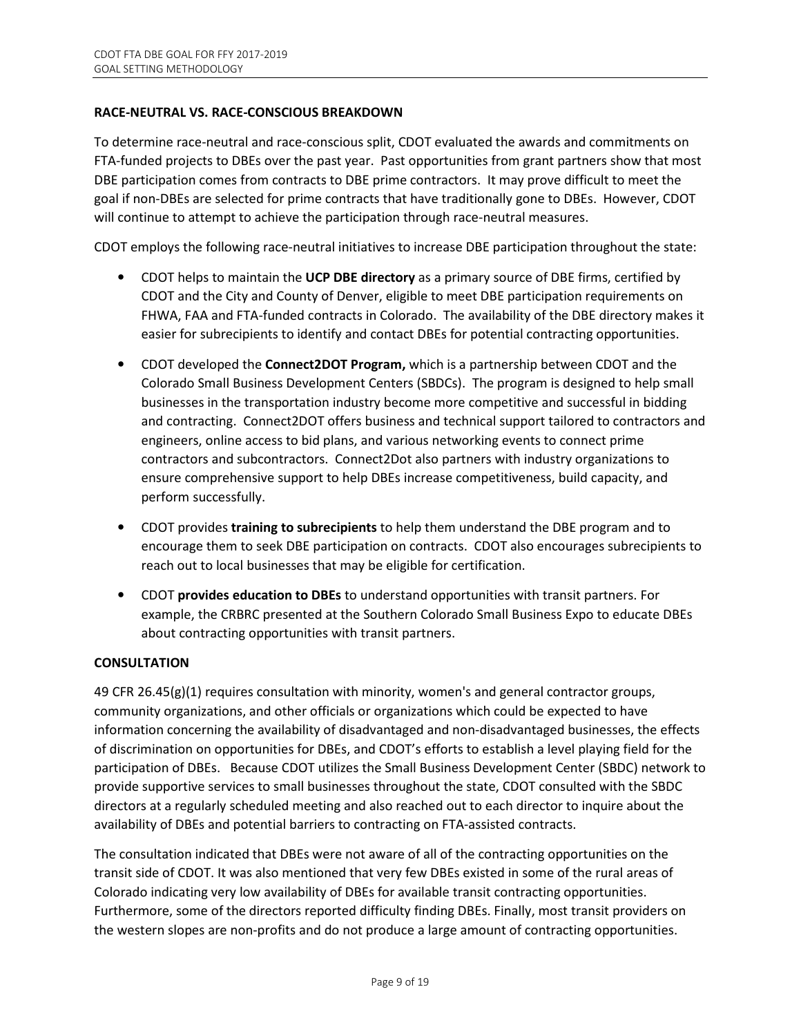## RACE-NEUTRAL VS. RACE-CONSCIOUS BREAKDOWN

To determine race-neutral and race-conscious split, CDOT evaluated the awards and commitments on FTA-funded projects to DBEs over the past year. Past opportunities from grant partners show that most DBE participation comes from contracts to DBE prime contractors. It may prove difficult to meet the goal if non-DBEs are selected for prime contracts that have traditionally gone to DBEs. However, CDOT will continue to attempt to achieve the participation through race-neutral measures.

CDOT employs the following race-neutral initiatives to increase DBE participation throughout the state:

- CDOT helps to maintain the **UCP DBE directory** as a primary source of DBE firms, certified by CDOT and the City and County of Denver, eligible to meet DBE participation requirements on FHWA, FAA and FTA-funded contracts in Colorado. The availability of the DBE directory makes it easier for subrecipients to identify and contact DBEs for potential contracting opportunities.
- CDOT developed the **Connect2DOT Program,** which is a partnership between CDOT and the Colorado Small Business Development Centers (SBDCs). The program is designed to help small businesses in the transportation industry become more competitive and successful in bidding and contracting. Connect2DOT offers business and technical support tailored to contractors and engineers, online access to bid plans, and various networking events to connect prime contractors and subcontractors. Connect2Dot also partners with industry organizations to ensure comprehensive support to help DBEs increase competitiveness, build capacity, and perform successfully.
- CDOT provides **training to subrecipients** to help them understand the DBE program and to encourage them to seek DBE participation on contracts. CDOT also encourages subrecipients to reach out to local businesses that may be eligible for certification.
- CDOT **provides education to DBEs** to understand opportunities with transit partners. For example, the CRBRC presented at the Southern Colorado Small Business Expo to educate DBEs about contracting opportunities with transit partners.

## CONSULTATION

49 CFR 26.45(g)(1) requires consultation with minority, women's and general contractor groups, community organizations, and other officials or organizations which could be expected to have information concerning the availability of disadvantaged and non-disadvantaged businesses, the effects of discrimination on opportunities for DBEs, and CDOT's efforts to establish a level playing field for the participation of DBEs. Because CDOT utilizes the Small Business Development Center (SBDC) network to provide supportive services to small businesses throughout the state, CDOT consulted with the SBDC directors at a regularly scheduled meeting and also reached out to each director to inquire about the availability of DBEs and potential barriers to contracting on FTA-assisted contracts.

The consultation indicated that DBEs were not aware of all of the contracting opportunities on the transit side of CDOT. It was also mentioned that very few DBEs existed in some of the rural areas of Colorado indicating very low availability of DBEs for available transit contracting opportunities. Furthermore, some of the directors reported difficulty finding DBEs. Finally, most transit providers on the western slopes are non-profits and do not produce a large amount of contracting opportunities.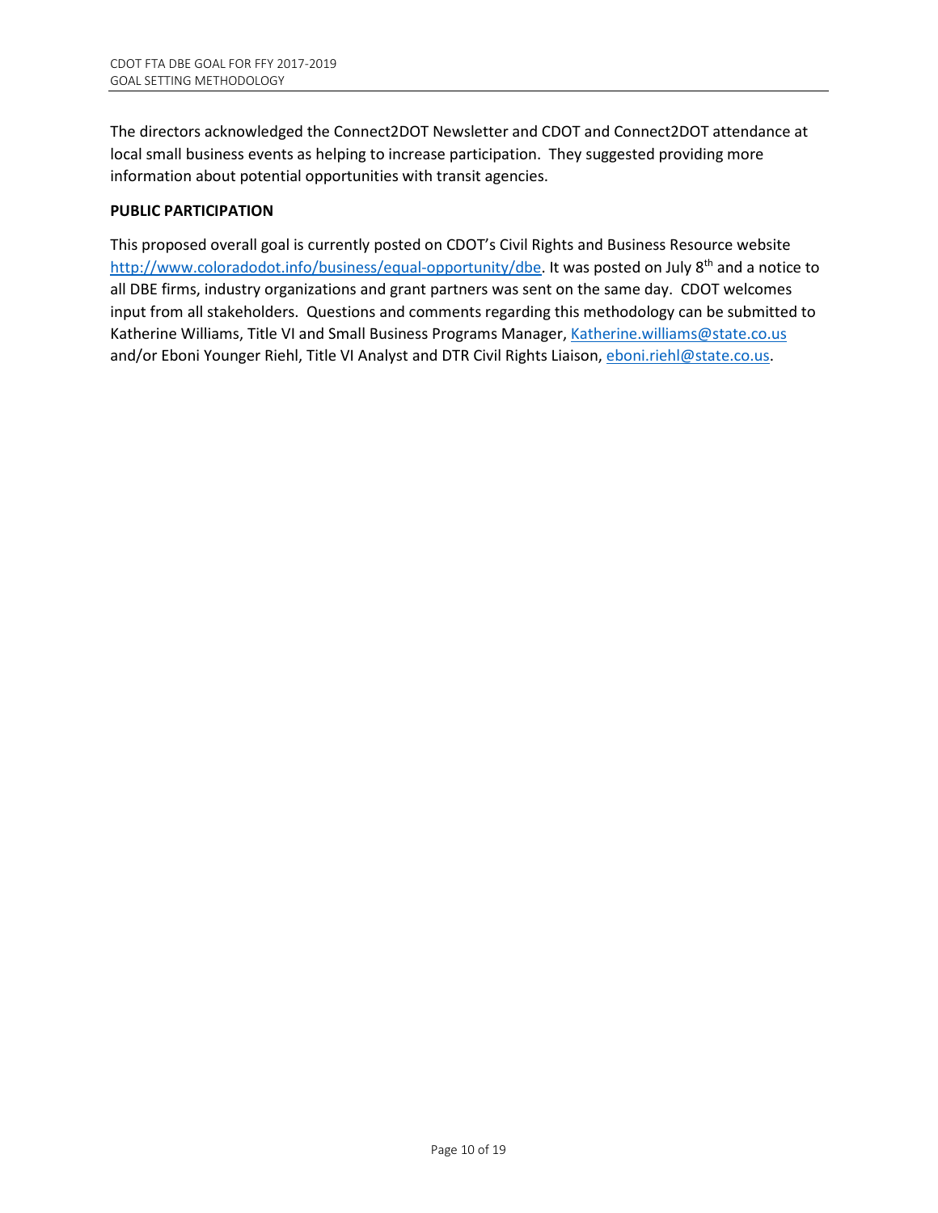The directors acknowledged the Connect2DOT Newsletter and CDOT and Connect2DOT attendance at local small business events as helping to increase participation. They suggested providing more information about potential opportunities with transit agencies.

**PUBLIC PARTICIPATION**

This proposed overall goal is currently posted on CDOT's Civil Rights and Business Resource website http://www.coloradodot.info/business/equal-opportunity/dbe. It was posted on July 8th and a notice to all DBE firms, industry organizations and grant partners was sent on the same day. CDOT welcomes input from all stakeholders. Questions and comments regarding this methodology can be submitted to Katherine Williams, Title VI and Small Business Programs Manager, Katherine.williams@state.co.us and/or Eboni Younger Riehl, Title VI Analyst and DTR Civil Rights Liaison, eboni.riehl@state.co.us.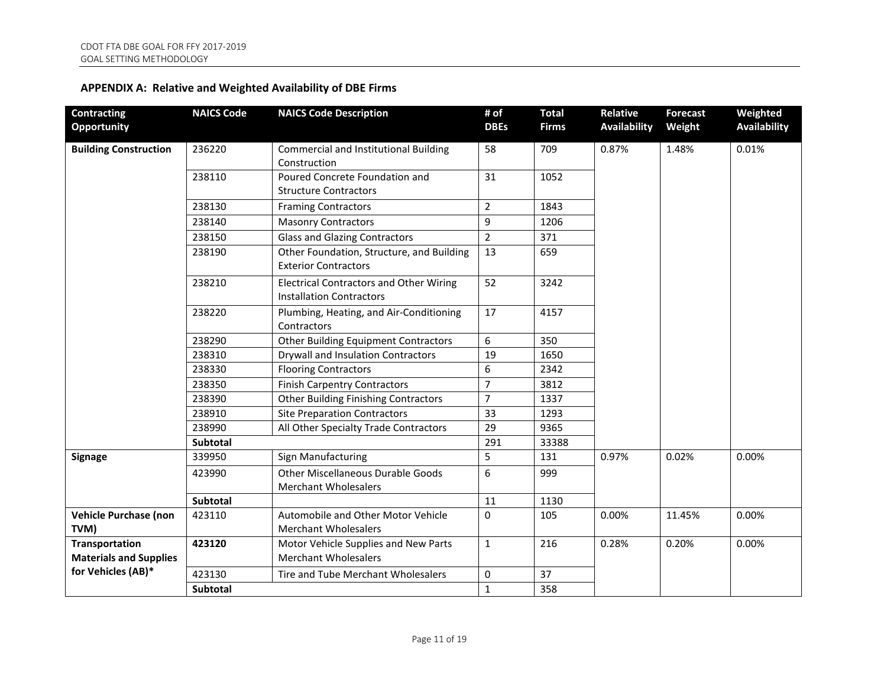## APPENDIX A: Relative and Weighted Availability of DBE Firms

| Contracting Opportunity | NAICS Code | NAICS Code Description | # of DBEs | Total Firms | Relative Availability | Forecast Weight | Weighted Availability |
|---|---|---|---|---|---|---|---|
| **Building Construction** | 236220 | Commercial and Institutional Building Construction | 58 | 709 | 0.87% | 1.48% | 0.01% |
| | 238110 | Poured Concrete Foundation and Structure Contractors | 31 | 1052 | | | |
| | 238130 | Framing Contractors | 2 | 1843 | | | |
| | 238140 | Masonry Contractors | 9 | 1206 | | | |
| | 238150 | Glass and Glazing Contractors | 2 | 371 | | | |
| | 238190 | Other Foundation, Structure, and Building Exterior Contractors | 13 | 659 | | | |
| | 238210 | Electrical Contractors and Other Wiring Installation Contractors | 52 | 3242 | | | |
| | 238220 | Plumbing, Heating, and Air-Conditioning Contractors | 17 | 4157 | | | |
| | 238290 | Other Building Equipment Contractors | 6 | 350 | | | |
| | 238310 | Drywall and Insulation Contractors | 19 | 1650 | | | |
| | 238330 | Flooring Contractors | 6 | 2342 | | | |
| | 238350 | Finish Carpentry Contractors | 7 | 3812 | | | |
| | 238390 | Other Building Finishing Contractors | 7 | 1337 | | | |
| | 238910 | Site Preparation Contractors | 33 | 1293 | | | |
| | 238990 | All Other Specialty Trade Contractors | 29 | 9365 | | | |
| | **Subtotal** | | 291 | 33388 | | | |
| **Signage** | 339950 | Sign Manufacturing | 5 | 131 | 0.97% | 0.02% | 0.00% |
| | 423990 | Other Miscellaneous Durable Goods Merchant Wholesalers | 6 | 999 | | | |
| | **Subtotal** | | 11 | 1130 | | | |
| **Vehicle Purchase (non TVM)** | 423110 | Automobile and Other Motor Vehicle Merchant Wholesalers | 0 | 105 | 0.00% | 11.45% | 0.00% |
| **Transportation Materials and Supplies for Vehicles (AB)*** | **423120** | Motor Vehicle Supplies and New Parts Merchant Wholesalers | 1 | 216 | 0.28% | 0.20% | 0.00% |
| | 423130 | Tire and Tube Merchant Wholesalers | 0 | 37 | | | |
| | **Subtotal** | | 1 | 358 | | | |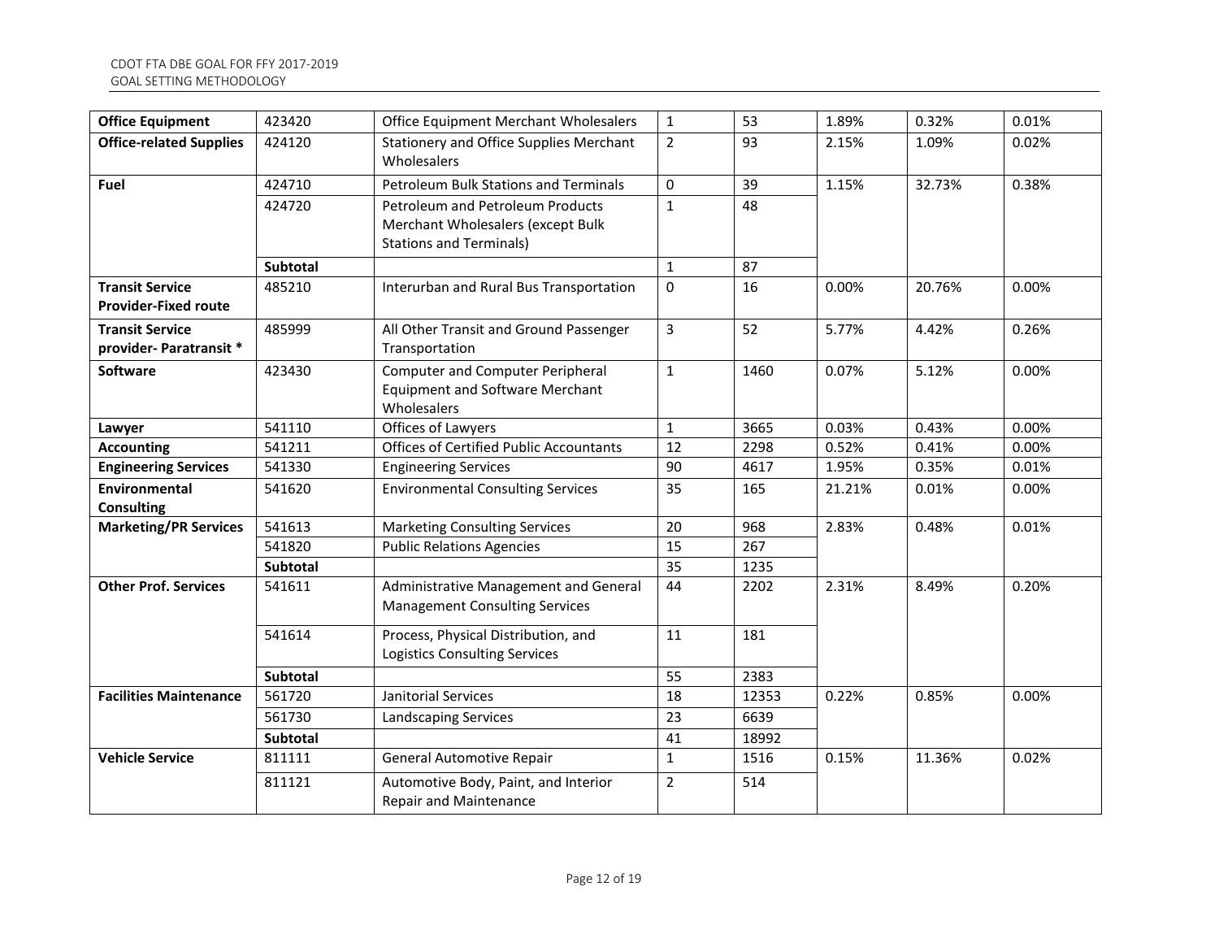| | | | | | | | |
|---|---|---|---|---|---|---|---|
| **Office Equipment** | 423420 | Office Equipment Merchant Wholesalers | 1 | 53 | 1.89% | 0.32% | 0.01% |
| **Office-related Supplies** | 424120 | Stationery and Office Supplies Merchant Wholesalers | 2 | 93 | 2.15% | 1.09% | 0.02% |
| **Fuel** | 424710 | Petroleum Bulk Stations and Terminals | 0 | 39 | 1.15% | 32.73% | 0.38% |
| | 424720 | Petroleum and Petroleum Products Merchant Wholesalers (except Bulk Stations and Terminals) | 1 | 48 | | | |
| | **Subtotal** | | 1 | 87 | | | |
| **Transit Service Provider-Fixed route** | 485210 | Interurban and Rural Bus Transportation | 0 | 16 | 0.00% | 20.76% | 0.00% |
| **Transit Service provider- Paratransit *** | 485999 | All Other Transit and Ground Passenger Transportation | 3 | 52 | 5.77% | 4.42% | 0.26% |
| **Software** | 423430 | Computer and Computer Peripheral Equipment and Software Merchant Wholesalers | 1 | 1460 | 0.07% | 5.12% | 0.00% |
| **Lawyer** | 541110 | Offices of Lawyers | 1 | 3665 | 0.03% | 0.43% | 0.00% |
| **Accounting** | 541211 | Offices of Certified Public Accountants | 12 | 2298 | 0.52% | 0.41% | 0.00% |
| **Engineering Services** | 541330 | Engineering Services | 90 | 4617 | 1.95% | 0.35% | 0.01% |
| **Environmental Consulting** | 541620 | Environmental Consulting Services | 35 | 165 | 21.21% | 0.01% | 0.00% |
| **Marketing/PR Services** | 541613 | Marketing Consulting Services | 20 | 968 | 2.83% | 0.48% | 0.01% |
| | 541820 | Public Relations Agencies | 15 | 267 | | | |
| | **Subtotal** | | 35 | 1235 | | | |
| **Other Prof. Services** | 541611 | Administrative Management and General Management Consulting Services | 44 | 2202 | 2.31% | 8.49% | 0.20% |
| | 541614 | Process, Physical Distribution, and Logistics Consulting Services | 11 | 181 | | | |
| | **Subtotal** | | 55 | 2383 | | | |
| **Facilities Maintenance** | 561720 | Janitorial Services | 18 | 12353 | 0.22% | 0.85% | 0.00% |
| | 561730 | Landscaping Services | 23 | 6639 | | | |
| | **Subtotal** | | 41 | 18992 | | | |
| **Vehicle Service** | 811111 | General Automotive Repair | 1 | 1516 | 0.15% | 11.36% | 0.02% |
| | 811121 | Automotive Body, Paint, and Interior Repair and Maintenance | 2 | 514 | | | |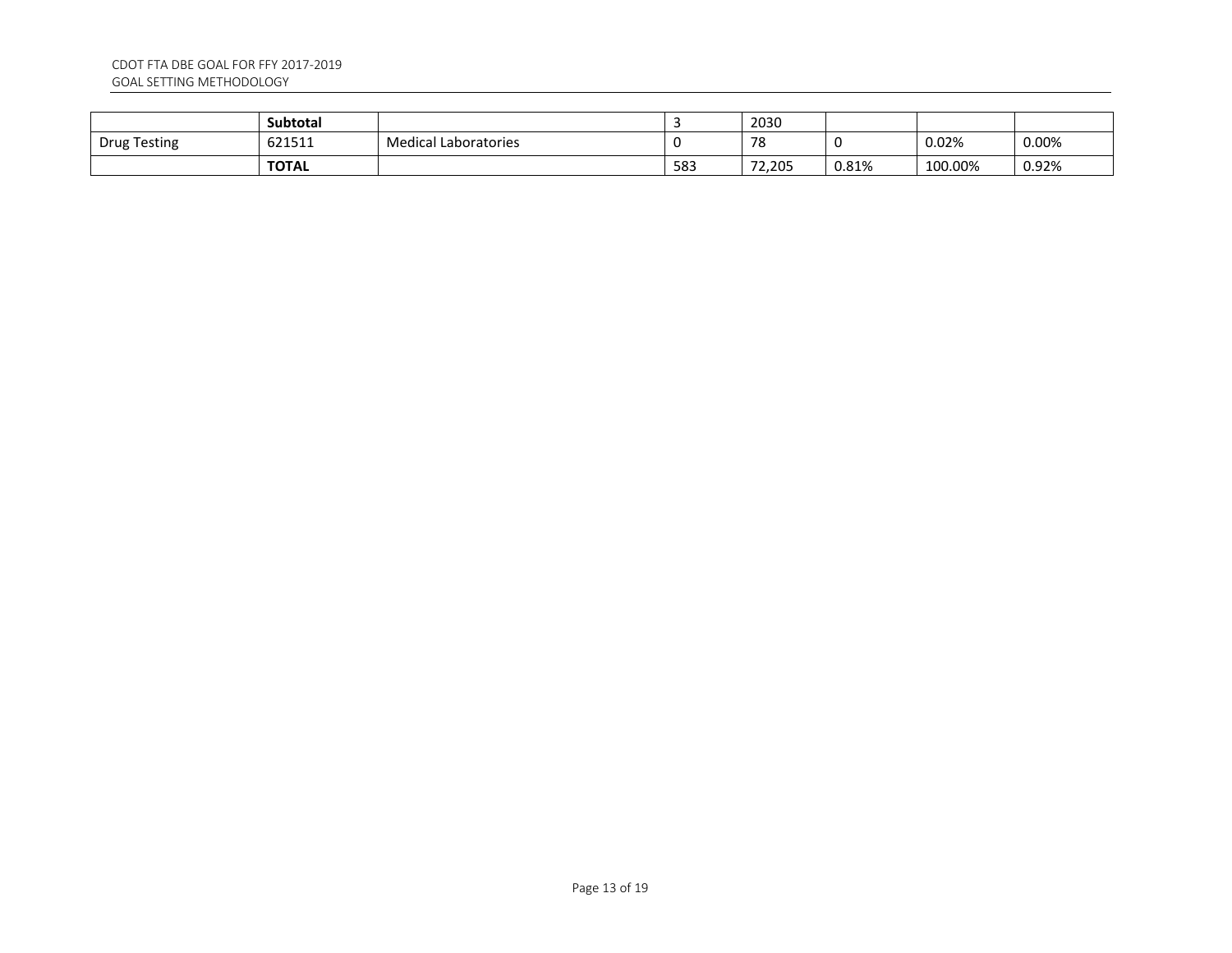| | Subtotal | | 3 | 2030 | | | |
|---|---|---|---|---|---|---|---|
| Drug Testing | 621511 | Medical Laboratories | 0 | 78 | 0 | 0.02% | 0.00% |
| | **TOTAL** | | 583 | 72,205 | 0.81% | 100.00% | 0.92% |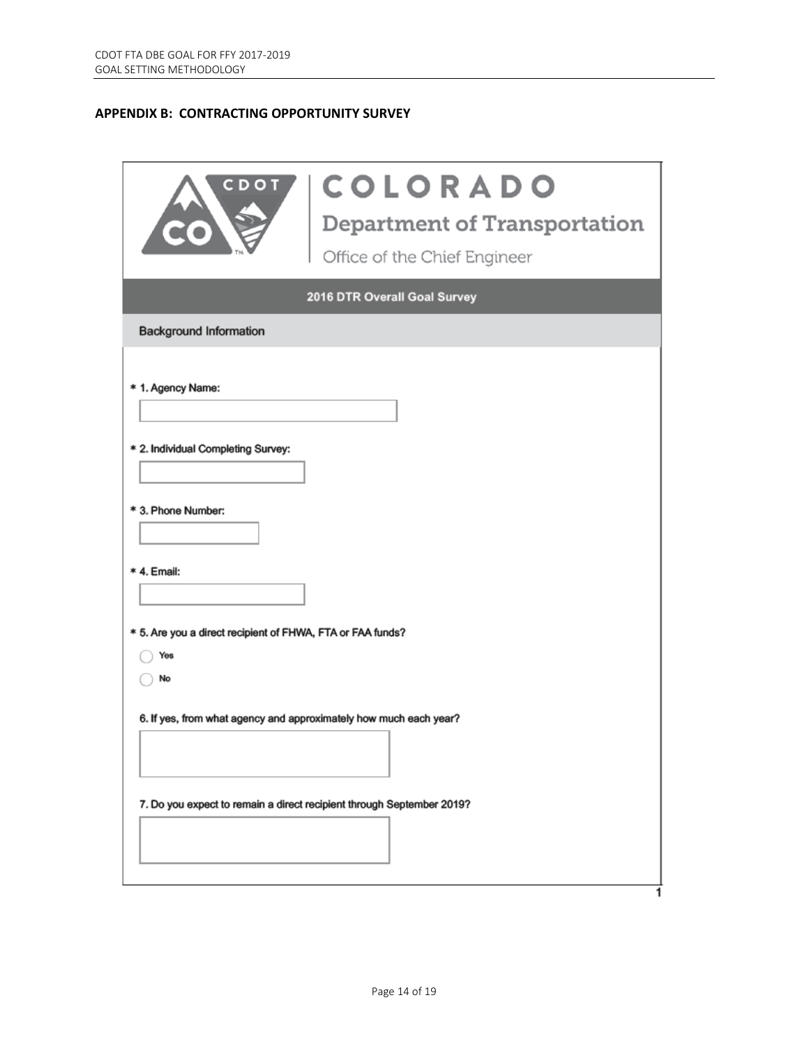## APPENDIX B: CONTRACTING OPPORTUNITY SURVEY

**COLORADO**

**Department of Transportation**

Office of the Chief Engineer

**2016 DTR Overall Goal Survey**

**Background Information**

\* 1. Agency Name:

\* 2. Individual Completing Survey:

\* 3. Phone Number:

\* 4. Email:

\* 5. Are you a direct recipient of FHWA, FTA or FAA funds?

- Yes
- No

6. If yes, from what agency and approximately how much each year?

7. Do you expect to remain a direct recipient through September 2019?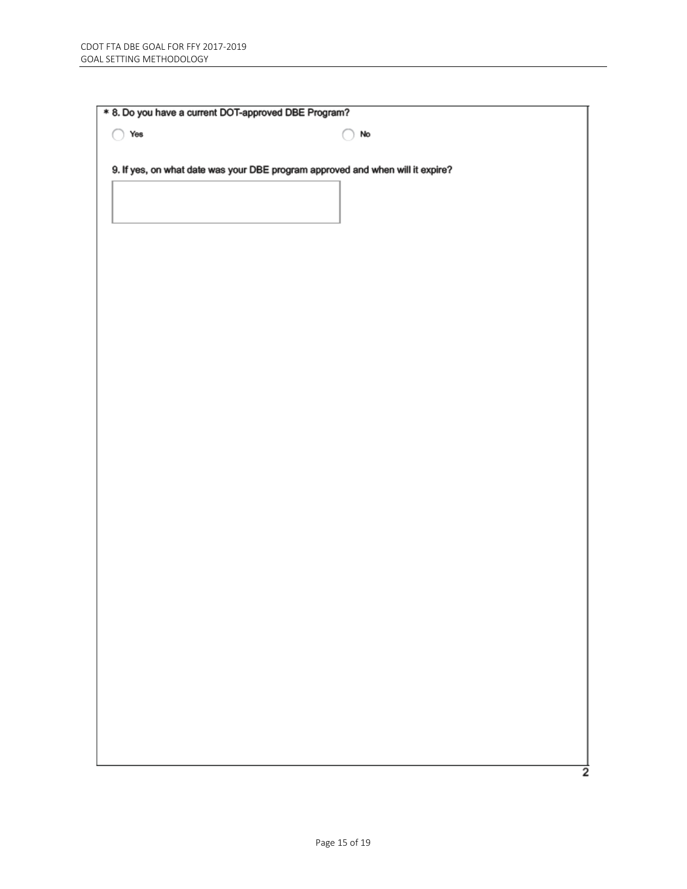\* 8. Do you have a current DOT-approved DBE Program?

○ Yes ○ No

9. If yes, on what date was your DBE program approved and when will it expire?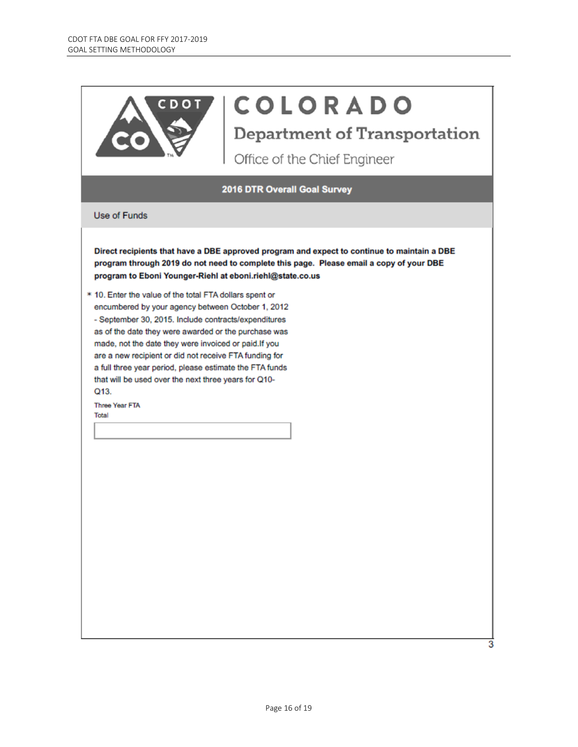# COLORADO

## Department of Transportation

Office of the Chief Engineer

### 2016 DTR Overall Goal Survey

Use of Funds

**Direct recipients that have a DBE approved program and expect to continue to maintain a DBE program through 2019 do not need to complete this page. Please email a copy of your DBE program to Eboni Younger-Riehl at eboni.riehl@state.co.us**

* 10. Enter the value of the total FTA dollars spent or encumbered by your agency between October 1, 2012 - September 30, 2015. Include contracts/expenditures as of the date they were awarded or the purchase was made, not the date they were invoiced or paid.If you are a new recipient or did not receive FTA funding for a full three year period, please estimate the FTA funds that will be used over the next three years for Q10-Q13.

Three Year FTA Total

\_\_\_\_\_\_\_\_\_\_\_\_\_\_\_\_\_\_\_\_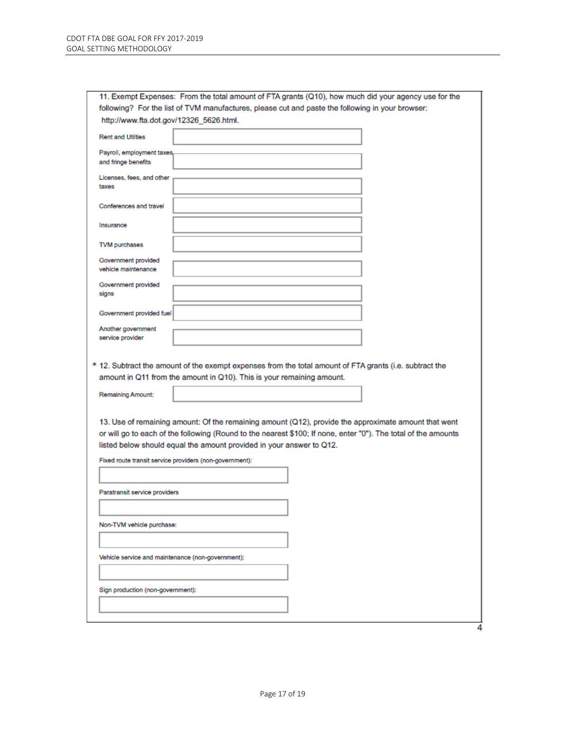11. Exempt Expenses: From the total amount of FTA grants (Q10), how much did your agency use for the following? For the list of TVM manufactures, please cut and paste the following in your browser: http://www.fta.dot.gov/12326_5626.html.

| | |
|---|---|
| Rent and Utilities | |
| Payroll, employment taxes and fringe benefits | |
| Licenses, fees, and other taxes | |
| Conferences and travel | |
| Insurance | |
| TVM purchases | |
| Government provided vehicle maintenance | |
| Government provided signs | |
| Government provided fuel | |
| Another government service provider | |

\* 12. Subtract the amount of the exempt expenses from the total amount of FTA grants (i.e. subtract the amount in Q11 from the amount in Q10). This is your remaining amount.

| | |
|---|---|
| Remaining Amount: | |

13. Use of remaining amount: Of the remaining amount (Q12), provide the approximate amount that went or will go to each of the following (Round to the nearest $100; If none, enter "0"). The total of the amounts listed below should equal the amount provided in your answer to Q12.

Fixed route transit service providers (non-government):

Paratransit service providers

Non-TVM vehicle purchase:

Vehicle service and maintenance (non-government):

Sign production (non-government):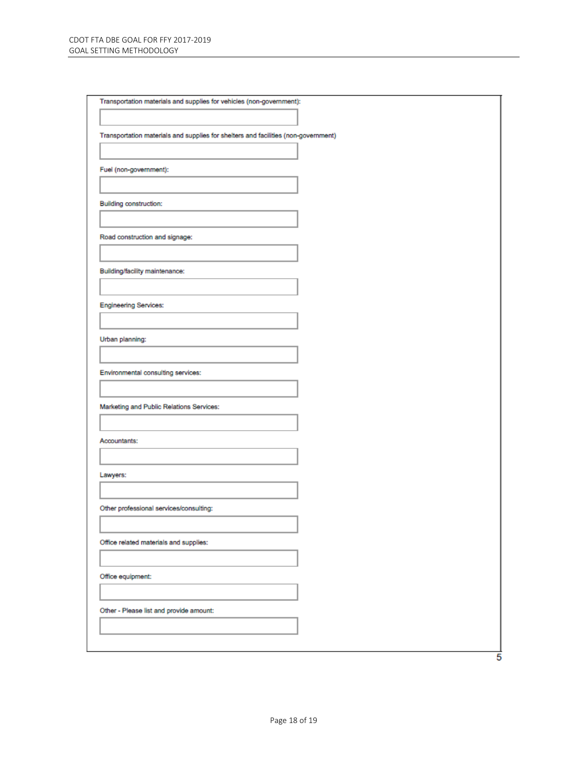Transportation materials and supplies for vehicles (non-government):

Transportation materials and supplies for shelters and facilities (non-government)

Fuel (non-government):

Building construction:

Road construction and signage:

Building/facility maintenance:

Engineering Services:

Urban planning:

Environmental consulting services:

Marketing and Public Relations Services:

Accountants:

Lawyers:

Other professional services/consulting:

Office related materials and supplies:

Office equipment:

Other - Please list and provide amount: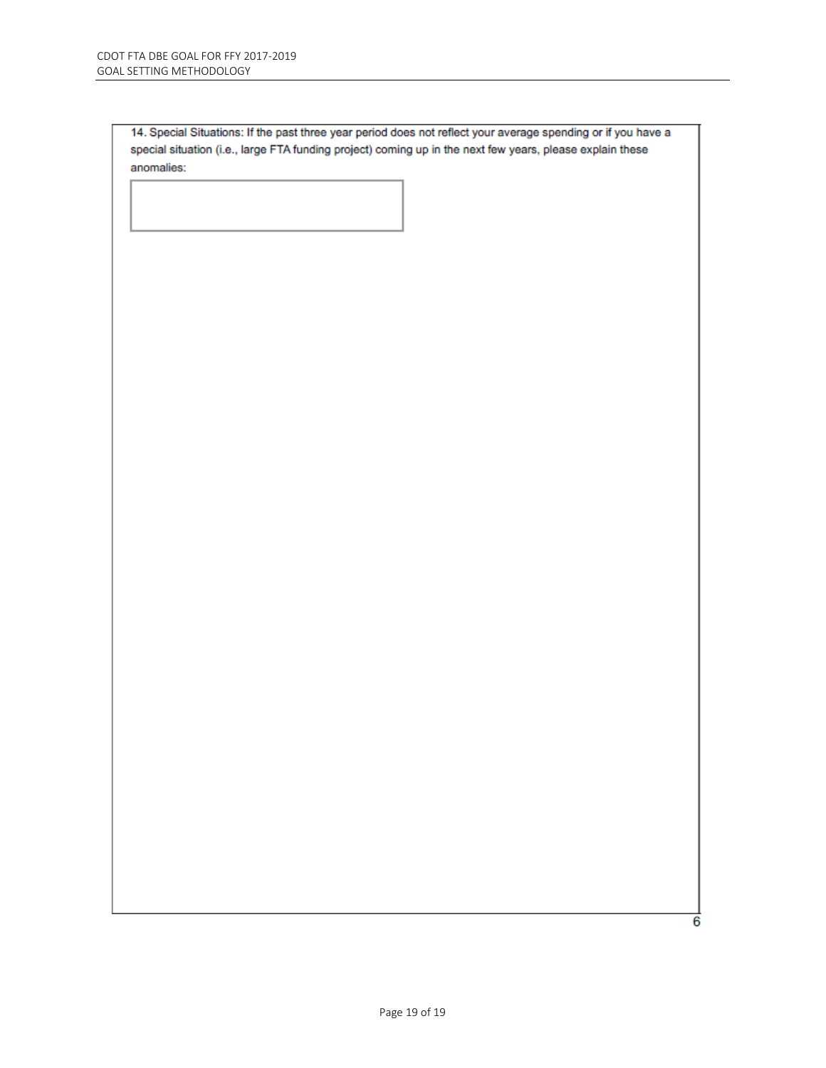14. Special Situations: If the past three year period does not reflect your average spending or if you have a special situation (i.e., large FTA funding project) coming up in the next few years, please explain these anomalies: